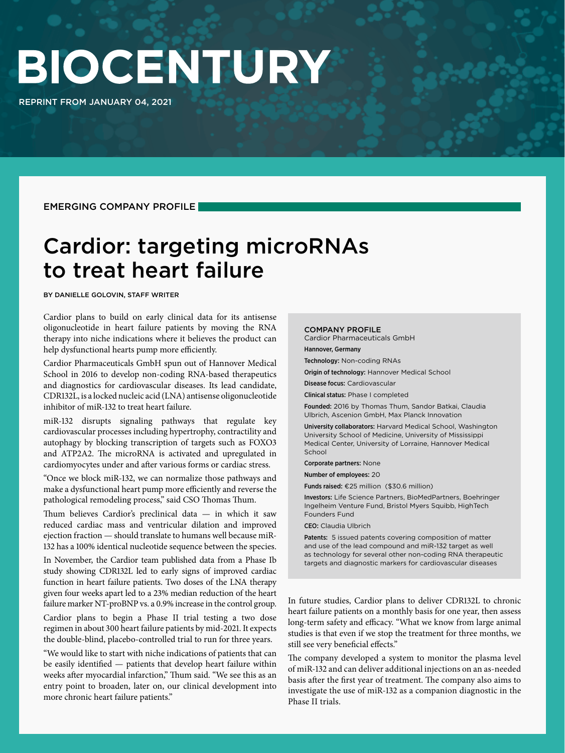# BIOCENTURY

REPRINT FROM JANUARY 04, 2021

EMERGING COMPANY PROFILE

## Cardior: targeting microRNAs to treat heart failure

BY DANIELLE GOLOVIN, STAFF WRITER

Cardior plans to build on early clinical data for its antisense oligonucleotide in heart failure patients by moving the RNA therapy into niche indications where it believes the product can help dysfunctional hearts pump more efficiently.

Cardior Pharmaceuticals GmbH spun out of Hannover Medical School in 2016 to develop non-coding RNA-based therapeutics and diagnostics for cardiovascular diseases. Its lead candidate, CDR132L, is a locked nucleic acid (LNA) antisense oligonucleotide inhibitor of miR-132 to treat heart failure.

miR-132 disrupts signaling pathways that regulate key cardiovascular processes including hypertrophy, contractility and autophagy by blocking transcription of targets such as FOXO3 and ATP2A2. The microRNA is activated and upregulated in cardiomyocytes under and after various forms or cardiac stress.

"Once we block miR-132, we can normalize those pathways and make a dysfunctional heart pump more efficiently and reverse the pathological remodeling process," said CSO Thomas Thum.

Thum believes Cardior's preclinical data — in which it saw reduced cardiac mass and ventricular dilation and improved ejection fraction — should translate to humans well because miR-132 has a 100% identical nucleotide sequence between the species.

In November, the Cardior team published data from a Phase Ib study showing CDR132L led to early signs of improved cardiac function in heart failure patients. Two doses of the LNA therapy given four weeks apart led to a 23% median reduction of the heart failure marker NT-proBNP vs. a 0.9% increase in the control group.

Cardior plans to begin a Phase II trial testing a two dose regimen in about 300 heart failure patients by mid-2021. It expects the double-blind, placebo-controlled trial to run for three years.

"We would like to start with niche indications of patients that can be easily identified — patients that develop heart failure within weeks after myocardial infarction," Thum said. "We see this as an entry point to broaden, later on, our clinical development into more chronic heart failure patients."

### COMPANY PROFILE

Cardior Pharmaceuticals GmbH

**Hannover, Germany**

**Technology:** Non-coding RNAs

**Origin of technology:** Hannover Medical School

**Disease focus:** Cardiovascular

**Clinical status:** Phase I completed

**Founded:** 2016 by Thomas Thum, Sandor Batkai, Claudia Ulbrich, Ascenion GmbH, Max Planck Innovation

**University collaborators:** Harvard Medical School, Washington University School of Medicine, University of Mississippi Medical Center, University of Lorraine, Hannover Medical School

**Corporate partners:** None

**Number of employees:** 20

**Funds raised:** €25 million ($30.6 million)

**Investors:** Life Science Partners, BioMedPartners, Boehringer Ingelheim Venture Fund, Bristol Myers Squibb, HighTech Founders Fund

**CEO:** Claudia Ulbrich

**Patents:** 5 issued patents covering composition of matter and use of the lead compound and miR-132 target as well as technology for several other non-coding RNA therapeutic targets and diagnostic markers for cardiovascular diseases

In future studies, Cardior plans to deliver CDR132L to chronic heart failure patients on a monthly basis for one year, then assess long-term safety and efficacy. "What we know from large animal studies is that even if we stop the treatment for three months, we still see very beneficial effects."

The company developed a system to monitor the plasma level of miR-132 and can deliver additional injections on an as-needed basis after the first year of treatment. The company also aims to investigate the use of miR-132 as a companion diagnostic in the Phase II trials.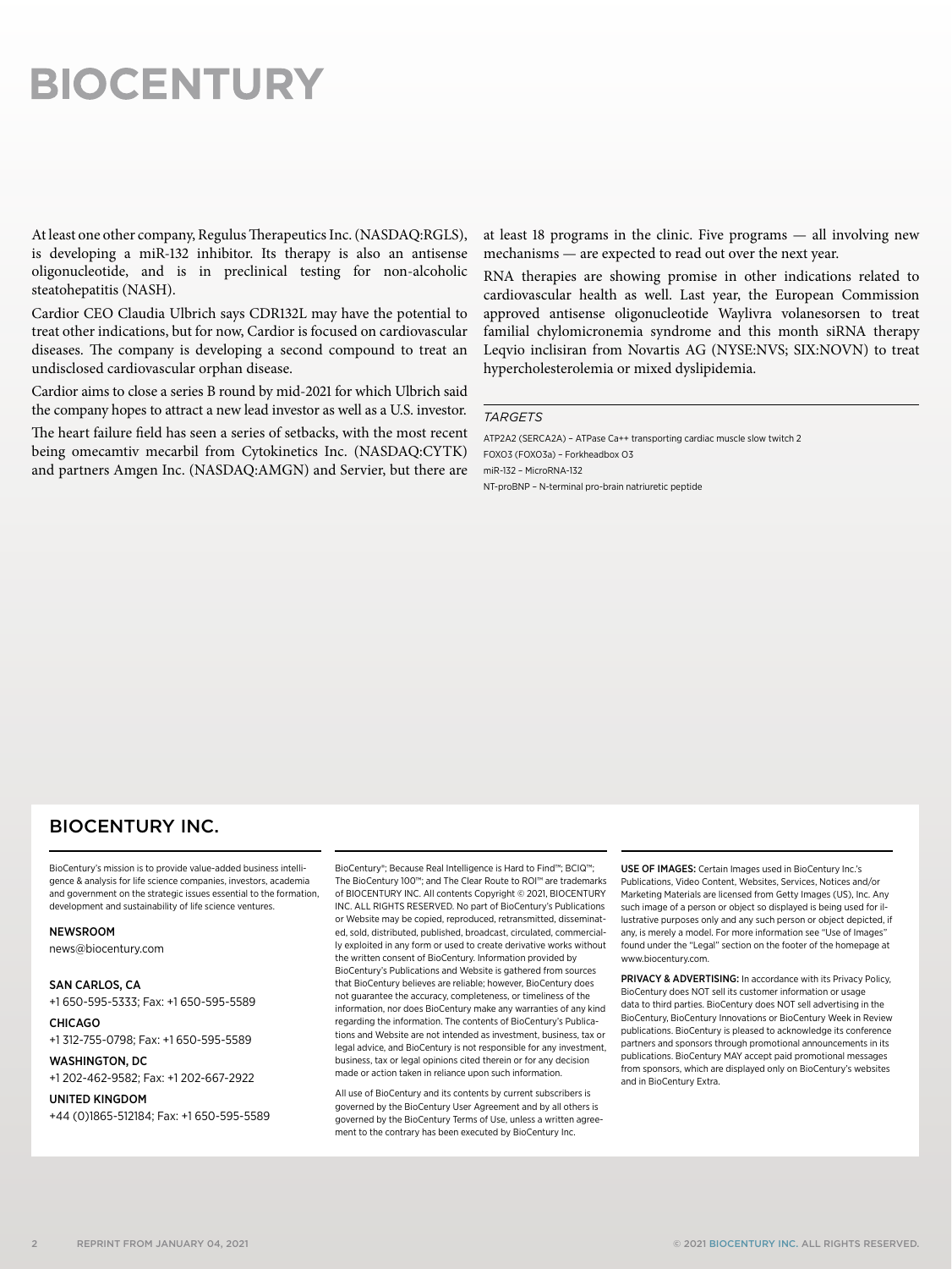# BIOCENTURY

At least one other company, Regulus Therapeutics Inc. (NASDAQ:RGLS), is developing a miR-132 inhibitor. Its therapy is also an antisense oligonucleotide, and is in preclinical testing for non-alcoholic steatohepatitis (NASH).

Cardior CEO Claudia Ulbrich says CDR132L may have the potential to treat other indications, but for now, Cardior is focused on cardiovascular diseases. The company is developing a second compound to treat an undisclosed cardiovascular orphan disease.

Cardior aims to close a series B round by mid-2021 for which Ulbrich said the company hopes to attract a new lead investor as well as a U.S. investor.

The heart failure field has seen a series of setbacks, with the most recent being omecamtiv mecarbil from Cytokinetics Inc. (NASDAQ:CYTK) and partners Amgen Inc. (NASDAQ:AMGN) and Servier, but there are at least 18 programs in the clinic. Five programs — all involving new mechanisms — are expected to read out over the next year.

RNA therapies are showing promise in other indications related to cardiovascular health as well. Last year, the European Commission approved antisense oligonucleotide Waylivra volanesorsen to treat familial chylomicronemia syndrome and this month siRNA therapy Leqvio inclisiran from Novartis AG (NYSE:NVS; SIX:NOVN) to treat hypercholesterolemia or mixed dyslipidemia.

*TARGETS*

ATP2A2 (SERCA2A) – ATPase Ca++ transporting cardiac muscle slow twitch 2
FOXO3 (FOXO3a) – Forkheadbox O3
miR-132 – MicroRNA-132
NT-proBNP – N-terminal pro-brain natriuretic peptide

## BIOCENTURY INC.

BioCentury's mission is to provide value-added business intelligence & analysis for life science companies, investors, academia and government on the strategic issues essential to the formation, development and sustainability of life science ventures.

NEWSROOM
news@biocentury.com

SAN CARLOS, CA
+1 650-595-5333; Fax: +1 650-595-5589

CHICAGO
+1 312-755-0798; Fax: +1 650-595-5589

WASHINGTON, DC
+1 202-462-9582; Fax: +1 202-667-2922

UNITED KINGDOM
+44 (0)1865-512184; Fax: +1 650-595-5589

BioCentury®; Because Real Intelligence is Hard to Find™; BCIQ™; The BioCentury 100™; and The Clear Route to ROI™ are trademarks of BIOCENTURY INC. All contents Copyright © 2021, BIOCENTURY INC. ALL RIGHTS RESERVED. No part of BioCentury's Publications or Website may be copied, reproduced, retransmitted, disseminated, sold, distributed, published, broadcast, circulated, commercially exploited in any form or used to create derivative works without the written consent of BioCentury. Information provided by BioCentury's Publications and Website is gathered from sources that BioCentury believes are reliable; however, BioCentury does not guarantee the accuracy, completeness, or timeliness of the information, nor does BioCentury make any warranties of any kind regarding the information. The contents of BioCentury's Publications and Website are not intended as investment, business, tax or legal advice, and BioCentury is not responsible for any investment, business, tax or legal opinions cited therein or for any decision made or action taken in reliance upon such information.

All use of BioCentury and its contents by current subscribers is governed by the BioCentury User Agreement and by all others is governed by the BioCentury Terms of Use, unless a written agreement to the contrary has been executed by BioCentury Inc.

USE OF IMAGES: Certain Images used in BioCentury Inc.'s Publications, Video Content, Websites, Services, Notices and/or Marketing Materials are licensed from Getty Images (US), Inc. Any such image of a person or object so displayed is being used for illustrative purposes only and any such person or object depicted, if any, is merely a model. For more information see "Use of Images" found under the "Legal" section on the footer of the homepage at www.biocentury.com.

PRIVACY & ADVERTISING: In accordance with its Privacy Policy, BioCentury does NOT sell its customer information or usage data to third parties. BioCentury does NOT sell advertising in the BioCentury, BioCentury Innovations or BioCentury Week in Review publications. BioCentury is pleased to acknowledge its conference partners and sponsors through promotional announcements in its publications. BioCentury MAY accept paid promotional messages from sponsors, which are displayed only on BioCentury's websites and in BioCentury Extra.